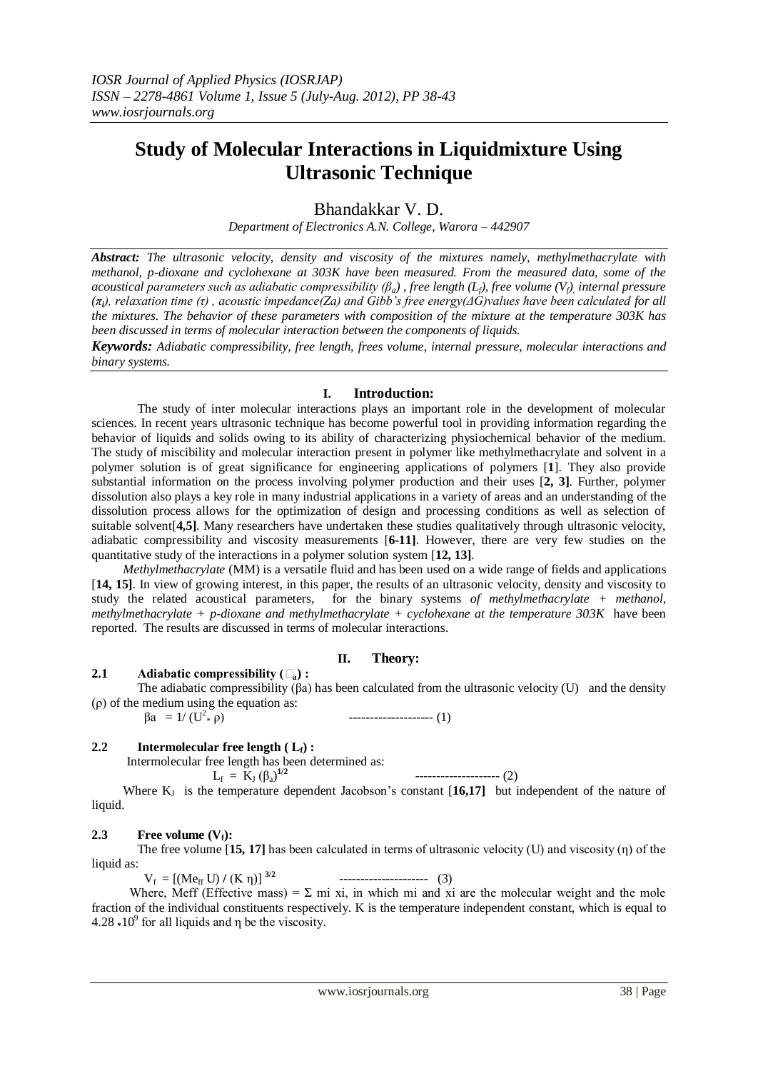# Study of Molecular Interactions in Liquidmixture Using Ultrasonic Technique

Bhandakkar V. D.

*Department of Electronics A.N. College, Warora – 442907*

***Abstract:*** *The ultrasonic velocity, density and viscosity of the mixtures namely, methylmethacrylate with methanol, p-dioxane and cyclohexane at 303K have been measured. From the measured data, some of the acoustical parameters such as adiabatic compressibility ($\beta_a$), free length ($L_f$), free volume ($V_f$), internal pressure ($\pi_i$), relaxation time ($\tau$), acoustic impedance(Za) and Gibb's free energy($\Delta G$)values have been calculated for all the mixtures. The behavior of these parameters with composition of the mixture at the temperature 303K has been discussed in terms of molecular interaction between the components of liquids.*

***Keywords:*** *Adiabatic compressibility, free length, frees volume, internal pressure, molecular interactions and binary systems.*

## I. Introduction:

The study of inter molecular interactions plays an important role in the development of molecular sciences. In recent years ultrasonic technique has become powerful tool in providing information regarding the behavior of liquids and solids owing to its ability of characterizing physiochemical behavior of the medium. The study of miscibility and molecular interaction present in polymer like methylmethacrylate and solvent in a polymer solution is of great significance for engineering applications of polymers [**1**]. They also provide substantial information on the process involving polymer production and their uses [**2, 3]**. Further, polymer dissolution also plays a key role in many industrial applications in a variety of areas and an understanding of the dissolution process allows for the optimization of design and processing conditions as well as selection of suitable solvent[**4,5]**. Many researchers have undertaken these studies qualitatively through ultrasonic velocity, adiabatic compressibility and viscosity measurements [**6-11]**. However, there are very few studies on the quantitative study of the interactions in a polymer solution system [**12, 13]**.

*Methylmethacrylate* (MM) is a versatile fluid and has been used on a wide range of fields and applications [**14, 15]**. In view of growing interest, in this paper, the results of an ultrasonic velocity, density and viscosity to study the related acoustical parameters, for the binary systems *of methylmethacrylate + methanol, methylmethacrylate + p-dioxane and methylmethacrylate + cyclohexane at the temperature 303K* have been reported. The results are discussed in terms of molecular interactions.

## II. Theory:

### 2.1 Adiabatic compressibility ($\beta_a$) :

The adiabatic compressibility (βa) has been calculated from the ultrasonic velocity (U) and the density (ρ) of the medium using the equation as:

$$\beta a = 1/ (U^2 * \rho) \qquad \text{-------------------- (1)}$$

### 2.2 Intermolecular free length ( $L_f$) :

Intermolecular free length has been determined as:

$$L_f = K_J (\beta_a)^{1/2} \qquad \text{-------------------- (2)}$$

Where $K_J$ is the temperature dependent Jacobson's constant [**16,17]** but independent of the nature of liquid.

### 2.3 Free volume ($V_f$):

The free volume [**15, 17]** has been calculated in terms of ultrasonic velocity (U) and viscosity (η) of the liquid as:

$$V_f = [(Me_{ff}\, U) / (K\, \eta)]^{3/2} \qquad \text{--------------------- (3)}$$

Where, Meff (Effective mass) = Σ mi xi, in which mi and xi are the molecular weight and the mole fraction of the individual constituents respectively. K is the temperature independent constant, which is equal to $4.28 * 10^9$ for all liquids and η be the viscosity.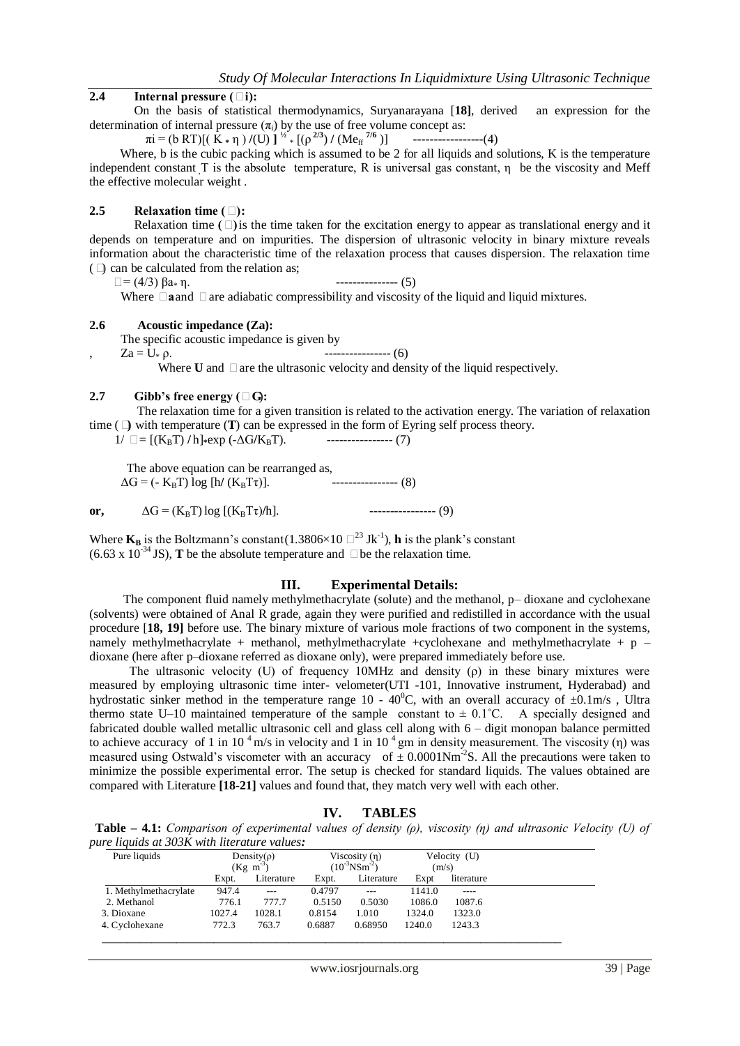### 2.4 Internal pressure ($\pi_i$):

On the basis of statistical thermodynamics, Suryanarayana [**18**], derived an expression for the determination of internal pressure ($\pi_i$) by the use of free volume concept as:

$$\pi i = (b\,RT)[(K * \eta)/(U)]^{1/2} * [(\rho^{2/3}) / (Me_{ff}^{7/6})] \quad \text{-----------------(4)}$$

Where, b is the cubic packing which is assumed to be 2 for all liquids and solutions, K is the temperature independent constant, T is the absolute temperature, R is universal gas constant, $\eta$ be the viscosity and Meff the effective molecular weight .

### 2.5 Relaxation time ($\tau$):

Relaxation time ($\tau$) is the time taken for the excitation energy to appear as translational energy and it depends on temperature and on impurities. The dispersion of ultrasonic velocity in binary mixture reveals information about the characteristic time of the relaxation process that causes dispersion. The relaxation time ($\tau$) can be calculated from the relation as;

$$\tau = (4/3)\,\beta a * \eta. \quad \text{--------------- (5)}$$

Where $\beta$**a** and $\eta$ are adiabatic compressibility and viscosity of the liquid and liquid mixtures.

### 2.6 Acoustic impedance (Za):

The specific acoustic impedance is given by

$$Za = U * \rho. \quad \text{---------------- (6)}$$

Where **U** and $\rho$ are the ultrasonic velocity and density of the liquid respectively.

### 2.7 Gibb's free energy ($\Delta$G):

The relaxation time for a given transition is related to the activation energy. The variation of relaxation time ($\tau$) with temperature (**T**) can be expressed in the form of Eyring self process theory.

$$1/\tau = [(K_BT) / h] * \exp(-\Delta G/K_BT). \quad \text{---------------- (7)}$$

The above equation can be rearranged as,

$$\Delta G = (-K_BT) \log [h/(K_BT\tau)]. \quad \text{---------------- (8)}$$

**or,**

$$\Delta G = (K_BT) \log [(K_BT\tau)/h]. \quad \text{---------------- (9)}$$

Where $\mathbf{K_B}$ is the Boltzmann's constant($1.3806\times10^{-23}$ $Jk^{-1}$), **h** is the plank's constant ($6.63 \times 10^{-34}$ JS), **T** be the absolute temperature and $\tau$ be the relaxation time.

## III. Experimental Details:

The component fluid namely methylmethacrylate (solute) and the methanol, p– dioxane and cyclohexane (solvents) were obtained of Anal R grade, again they were purified and redistilled in accordance with the usual procedure [**18, 19]** before use. The binary mixture of various mole fractions of two component in the systems, namely methylmethacrylate + methanol, methylmethacrylate +cyclohexane and methylmethacrylate + p – dioxane (here after p–dioxane referred as dioxane only), were prepared immediately before use.

The ultrasonic velocity (U) of frequency 10MHz and density ($\rho$) in these binary mixtures were measured by employing ultrasonic time inter- velometer(UTI -101, Innovative instrument, Hyderabad) and hydrostatic sinker method in the temperature range 10 - 40$^0$C, with an overall accuracy of ±0.1m/s , Ultra thermo state U–10 maintained temperature of the sample constant to ± 0.1˚C. A specially designed and fabricated double walled metallic ultrasonic cell and glass cell along with 6 – digit monopan balance permitted to achieve accuracy of 1 in $10^4$ m/s in velocity and 1 in $10^4$ gm in density measurement. The viscosity ($\eta$) was measured using Ostwald's viscometer with an accuracy of ± 0.0001Nm$^{-2}$S. All the precautions were taken to minimize the possible experimental error. The setup is checked for standard liquids. The values obtained are compared with Literature **[18-21]** values and found that, they match very well with each other.

## IV. TABLES

**Table – 4.1:** *Comparison of experimental values of density (ρ), viscosity (η) and ultrasonic Velocity (U) of pure liquids at 303K with literature values:*

| Pure liquids | Density($\rho$) (Kg $m^{-3}$) | | Viscosity ($\eta$) ($10^{-3}NSm^{-2}$) | | Velocity (U) (m/s) | |
|---|---|---|---|---|---|---|
| | Expt. | Literature | Expt. | Literature | Expt | literature |
| 1. Methylmethacrylate | 947.4 | --- | 0.4797 | --- | 1141.0 | ---- |
| 2. Methanol | 776.1 | 777.7 | 0.5150 | 0.5030 | 1086.0 | 1087.6 |
| 3. Dioxane | 1027.4 | 1028.1 | 0.8154 | 1.010 | 1324.0 | 1323.0 |
| 4. Cyclohexane | 772.3 | 763.7 | 0.6887 | 0.68950 | 1240.0 | 1243.3 |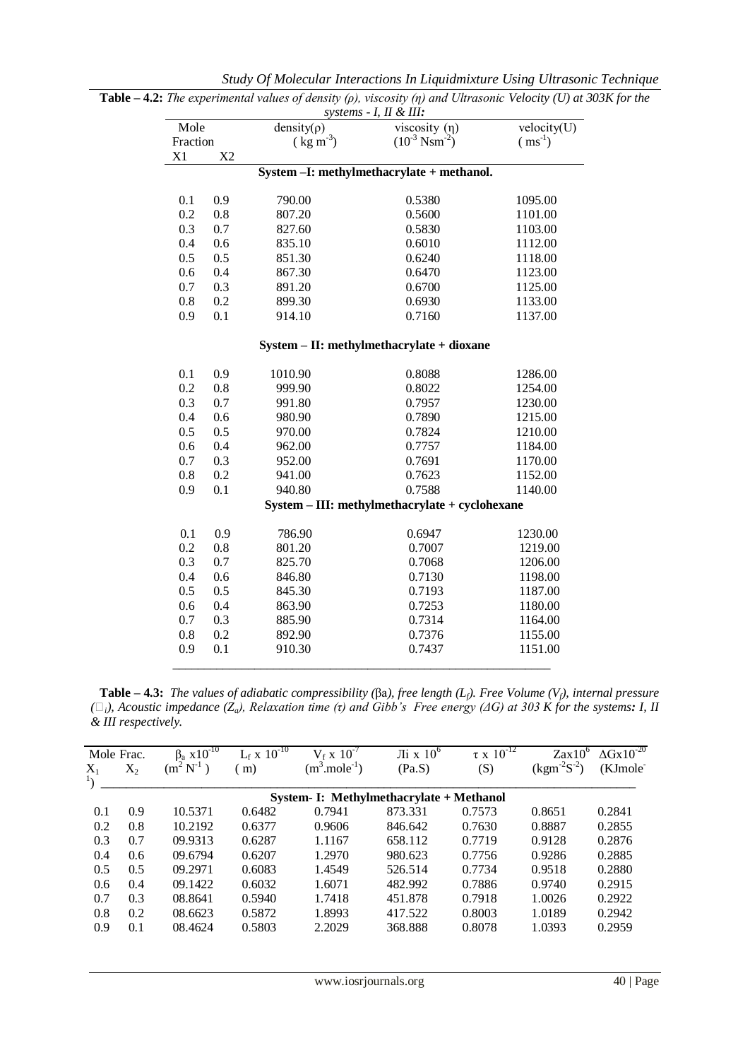**Table – 4.2:** *The experimental values of density (ρ), viscosity (η) and Ultrasonic Velocity (U) at 303K for the systems - I, II & III:*

| Mole Fraction X1 | X2 | density(ρ) ($kg\ m^{-3}$) | viscosity (η) ($10^{-3}\ Nsm^{-2}$) | velocity(U) ($ms^{-1}$) |
|---|---|---|---|---|
| **System –I: methylmethacrylate + methanol.** | | | | |
| 0.1 | 0.9 | 790.00 | 0.5380 | 1095.00 |
| 0.2 | 0.8 | 807.20 | 0.5600 | 1101.00 |
| 0.3 | 0.7 | 827.60 | 0.5830 | 1103.00 |
| 0.4 | 0.6 | 835.10 | 0.6010 | 1112.00 |
| 0.5 | 0.5 | 851.30 | 0.6240 | 1118.00 |
| 0.6 | 0.4 | 867.30 | 0.6470 | 1123.00 |
| 0.7 | 0.3 | 891.20 | 0.6700 | 1125.00 |
| 0.8 | 0.2 | 899.30 | 0.6930 | 1133.00 |
| 0.9 | 0.1 | 914.10 | 0.7160 | 1137.00 |
| **System – II: methylmethacrylate + dioxane** | | | | |
| 0.1 | 0.9 | 1010.90 | 0.8088 | 1286.00 |
| 0.2 | 0.8 | 999.90 | 0.8022 | 1254.00 |
| 0.3 | 0.7 | 991.80 | 0.7957 | 1230.00 |
| 0.4 | 0.6 | 980.90 | 0.7890 | 1215.00 |
| 0.5 | 0.5 | 970.00 | 0.7824 | 1210.00 |
| 0.6 | 0.4 | 962.00 | 0.7757 | 1184.00 |
| 0.7 | 0.3 | 952.00 | 0.7691 | 1170.00 |
| 0.8 | 0.2 | 941.00 | 0.7623 | 1152.00 |
| 0.9 | 0.1 | 940.80 | 0.7588 | 1140.00 |
| **System – III: methylmethacrylate + cyclohexane** | | | | |
| 0.1 | 0.9 | 786.90 | 0.6947 | 1230.00 |
| 0.2 | 0.8 | 801.20 | 0.7007 | 1219.00 |
| 0.3 | 0.7 | 825.70 | 0.7068 | 1206.00 |
| 0.4 | 0.6 | 846.80 | 0.7130 | 1198.00 |
| 0.5 | 0.5 | 845.30 | 0.7193 | 1187.00 |
| 0.6 | 0.4 | 863.90 | 0.7253 | 1180.00 |
| 0.7 | 0.3 | 885.90 | 0.7314 | 1164.00 |
| 0.8 | 0.2 | 892.90 | 0.7376 | 1155.00 |
| 0.9 | 0.1 | 910.30 | 0.7437 | 1151.00 |

**Table – 4.3:** *The values of adiabatic compressibility (βa), free length ($L_f$). Free Volume ($V_f$), internal pressure ($\pi_i$), Acoustic impedance ($Z_a$), Relaxation time (τ) and Gibb's Free energy (ΔG) at 303 K for the systems: I, II & III respectively.*

| Mole Frac. $X_1$ | $X_2$ | $\beta_a$ x$10^{-10}$ ($m^2 N^{-1}$) | $L_f$ x $10^{-10}$ (m) | $V_f$ x $10^{-7}$ ($m^3.mole^{-1}$) | $\pi_i$ x $10^6$ (Pa.S) | τ x $10^{-12}$ (S) | Za$10^6$ ($kgm^{-2}S^{-2}$) | ΔGx$10^{-20}$ (KJmole$^{-1}$) |
|---|---|---|---|---|---|---|---|---|
| **System- I: Methylmethacrylate + Methanol** | | | | | | | | |
| 0.1 | 0.9 | 10.5371 | 0.6482 | 0.7941 | 873.331 | 0.7573 | 0.8651 | 0.2841 |
| 0.2 | 0.8 | 10.2192 | 0.6377 | 0.9606 | 846.642 | 0.7630 | 0.8887 | 0.2855 |
| 0.3 | 0.7 | 09.9313 | 0.6287 | 1.1167 | 658.112 | 0.7719 | 0.9128 | 0.2876 |
| 0.4 | 0.6 | 09.6794 | 0.6207 | 1.2970 | 980.623 | 0.7756 | 0.9286 | 0.2885 |
| 0.5 | 0.5 | 09.2971 | 0.6083 | 1.4549 | 526.514 | 0.7734 | 0.9518 | 0.2880 |
| 0.6 | 0.4 | 09.1422 | 0.6032 | 1.6071 | 482.992 | 0.7886 | 0.9740 | 0.2915 |
| 0.7 | 0.3 | 08.8641 | 0.5940 | 1.7418 | 451.878 | 0.7918 | 1.0026 | 0.2922 |
| 0.8 | 0.2 | 08.6623 | 0.5872 | 1.8993 | 417.522 | 0.8003 | 1.0189 | 0.2942 |
| 0.9 | 0.1 | 08.4624 | 0.5803 | 2.2029 | 368.888 | 0.8078 | 1.0393 | 0.2959 |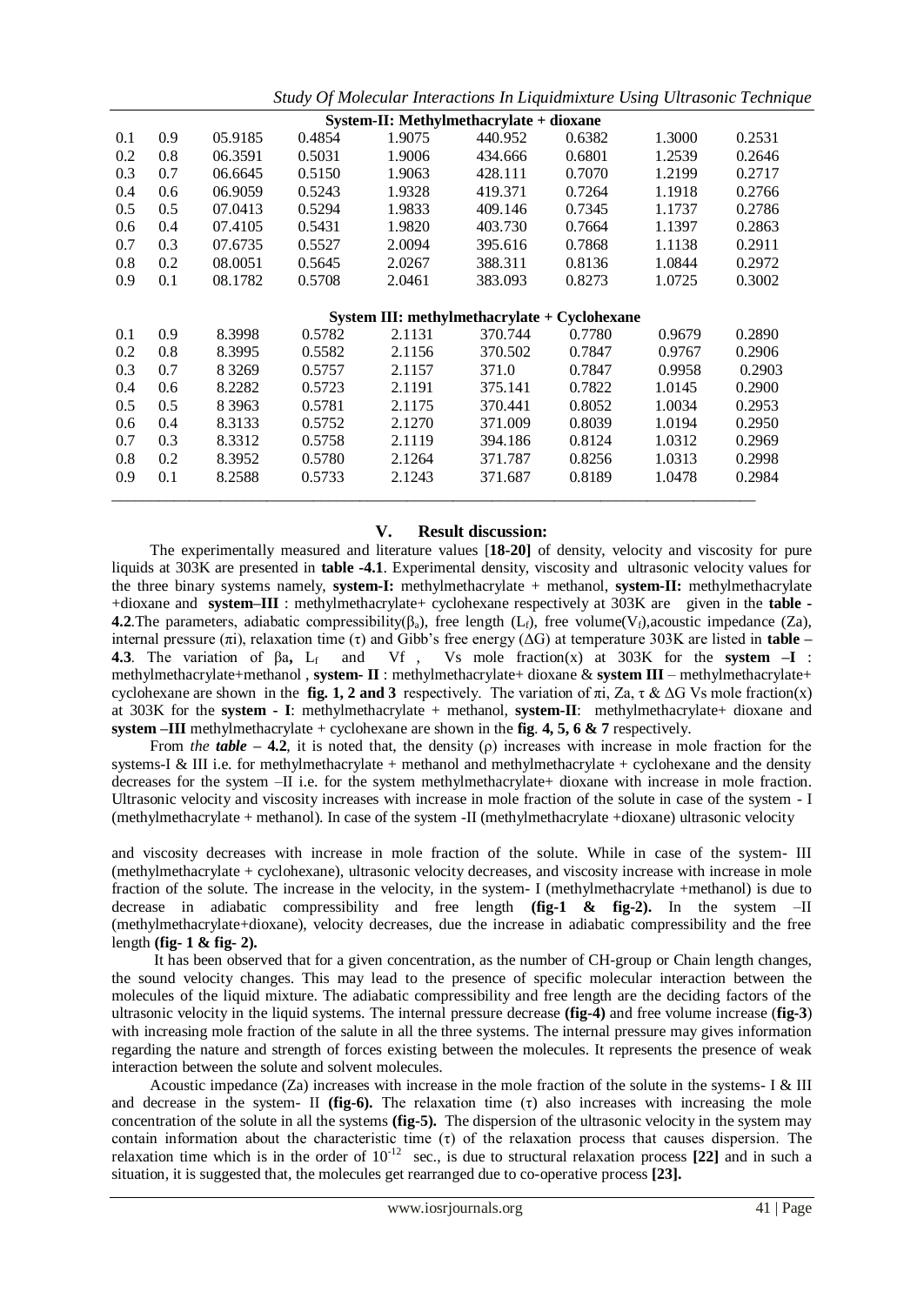| | | | | System-II: Methylmethacrylate + dioxane | | | | |
|---|---|---|---|---|---|---|---|---|
| 0.1 | 0.9 | 05.9185 | 0.4854 | 1.9075 | 440.952 | 0.6382 | 1.3000 | 0.2531 |
| 0.2 | 0.8 | 06.3591 | 0.5031 | 1.9006 | 434.666 | 0.6801 | 1.2539 | 0.2646 |
| 0.3 | 0.7 | 06.6645 | 0.5150 | 1.9063 | 428.111 | 0.7070 | 1.2199 | 0.2717 |
| 0.4 | 0.6 | 06.9059 | 0.5243 | 1.9328 | 419.371 | 0.7264 | 1.1918 | 0.2766 |
| 0.5 | 0.5 | 07.0413 | 0.5294 | 1.9833 | 409.146 | 0.7345 | 1.1737 | 0.2786 |
| 0.6 | 0.4 | 07.4105 | 0.5431 | 1.9820 | 403.730 | 0.7664 | 1.1397 | 0.2863 |
| 0.7 | 0.3 | 07.6735 | 0.5527 | 2.0094 | 395.616 | 0.7868 | 1.1138 | 0.2911 |
| 0.8 | 0.2 | 08.0051 | 0.5645 | 2.0267 | 388.311 | 0.8136 | 1.0844 | 0.2972 |
| 0.9 | 0.1 | 08.1782 | 0.5708 | 2.0461 | 383.093 | 0.8273 | 1.0725 | 0.3002 |
| | | | | **System III: methylmethacrylate + Cyclohexane** | | | | |
| 0.1 | 0.9 | 8.3998 | 0.5782 | 2.1131 | 370.744 | 0.7780 | 0.9679 | 0.2890 |
| 0.2 | 0.8 | 8.3995 | 0.5582 | 2.1156 | 370.502 | 0.7847 | 0.9767 | 0.2906 |
| 0.3 | 0.7 | 8 3269 | 0.5757 | 2.1157 | 371.0 | 0.7847 | 0.9958 | 0.2903 |
| 0.4 | 0.6 | 8.2282 | 0.5723 | 2.1191 | 375.141 | 0.7822 | 1.0145 | 0.2900 |
| 0.5 | 0.5 | 8 3963 | 0.5781 | 2.1175 | 370.441 | 0.8052 | 1.0034 | 0.2953 |
| 0.6 | 0.4 | 8.3133 | 0.5752 | 2.1270 | 371.009 | 0.8039 | 1.0194 | 0.2950 |
| 0.7 | 0.3 | 8.3312 | 0.5758 | 2.1119 | 394.186 | 0.8124 | 1.0312 | 0.2969 |
| 0.8 | 0.2 | 8.3952 | 0.5780 | 2.1264 | 371.787 | 0.8256 | 1.0313 | 0.2998 |
| 0.9 | 0.1 | 8.2588 | 0.5733 | 2.1243 | 371.687 | 0.8189 | 1.0478 | 0.2984 |

## V. Result discussion:

The experimentally measured and literature values [**18-20]** of density, velocity and viscosity for pure liquids at 303K are presented in **table -4.1**. Experimental density, viscosity and ultrasonic velocity values for the three binary systems namely, **system-I:** methylmethacrylate + methanol, **system-II:** methylmethacrylate +dioxane and **system–III** : methylmethacrylate+ cyclohexane respectively at 303K are given in the **table - 4.2**.The parameters, adiabatic compressibility($\beta_a$), free length ($L_f$), free volume($V_f$),acoustic impedance (Za), internal pressure ($\pi$i), relaxation time ($\tau$) and Gibb's free energy ($\Delta$G) at temperature 303K are listed in **table – 4.3**. The variation of $\beta$a**,** $L_f$ and Vf , Vs mole fraction(x) at 303K for the **system –I** : methylmethacrylate+methanol , **system- II** : methylmethacrylate+ dioxane & **system III** – methylmethacrylate+ cyclohexane are shown in the **fig. 1, 2 and 3** respectively. The variation of $\pi$i, Za, $\tau$ & $\Delta$G Vs mole fraction(x) at 303K for the **system - I**: methylmethacrylate + methanol, **system-II**: methylmethacrylate+ dioxane and **system –III** methylmethacrylate + cyclohexane are shown in the **fig**. **4, 5, 6 & 7** respectively.

From *the* ***table*** **– 4.2**, it is noted that, the density ($\rho$) increases with increase in mole fraction for the systems-I & III i.e. for methylmethacrylate + methanol and methylmethacrylate + cyclohexane and the density decreases for the system –II i.e. for the system methylmethacrylate+ dioxane with increase in mole fraction. Ultrasonic velocity and viscosity increases with increase in mole fraction of the solute in case of the system - I (methylmethacrylate + methanol). In case of the system -II (methylmethacrylate +dioxane) ultrasonic velocity and viscosity decreases with increase in mole fraction of the solute. While in case of the system- III (methylmethacrylate + cyclohexane), ultrasonic velocity decreases, and viscosity increase with increase in mole fraction of the solute. The increase in the velocity, in the system- I (methylmethacrylate +methanol) is due to decrease in adiabatic compressibility and free length **(fig-1 & fig-2).** In the system –II (methylmethacrylate+dioxane), velocity decreases, due the increase in adiabatic compressibility and the free length **(fig- 1 & fig- 2).**

It has been observed that for a given concentration, as the number of CH-group or Chain length changes, the sound velocity changes. This may lead to the presence of specific molecular interaction between the molecules of the liquid mixture. The adiabatic compressibility and free length are the deciding factors of the ultrasonic velocity in the liquid systems. The internal pressure decrease **(fig-4)** and free volume increase (**fig-3**) with increasing mole fraction of the salute in all the three systems. The internal pressure may gives information regarding the nature and strength of forces existing between the molecules. It represents the presence of weak interaction between the solute and solvent molecules.

Acoustic impedance (Za) increases with increase in the mole fraction of the solute in the systems- I & III and decrease in the system- II **(fig-6).** The relaxation time ($\tau$) also increases with increasing the mole concentration of the solute in all the systems **(fig-5).** The dispersion of the ultrasonic velocity in the system may contain information about the characteristic time ($\tau$) of the relaxation process that causes dispersion. The relaxation time which is in the order of $10^{-12}$ sec., is due to structural relaxation process **[22]** and in such a situation, it is suggested that, the molecules get rearranged due to co-operative process **[23].**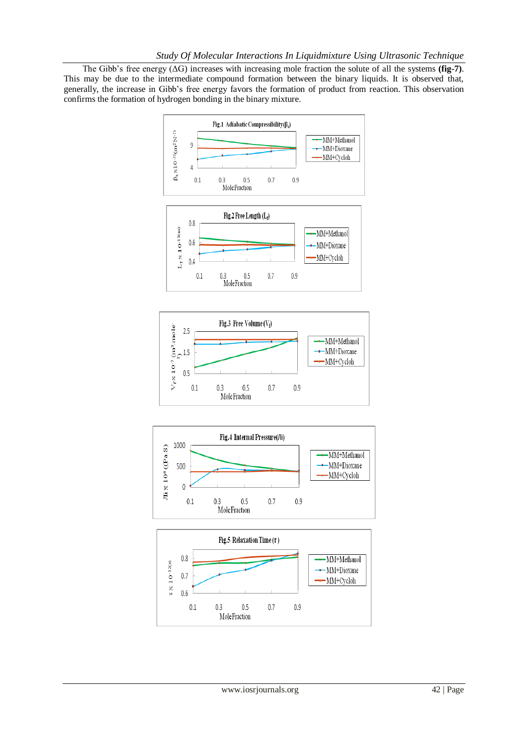The Gibb's free energy (ΔG) increases with increasing mole fraction the solute of all the systems **(fig-7)**. This may be due to the intermediate compound formation between the binary liquids. It is observed that, generally, the increase in Gibb's free energy favors the formation of product from reaction. This observation confirms the formation of hydrogen bonding in the binary mixture.

Fig.1 Adiabatic Compressibility ($\beta_a$)

Fig.2 Free Length ($L_f$)

Fig.3 Free Volume ($V_f$)

Fig.4 Internal Pressure ($\pi_i$)

Fig.5 Relaxation Time ($\tau$)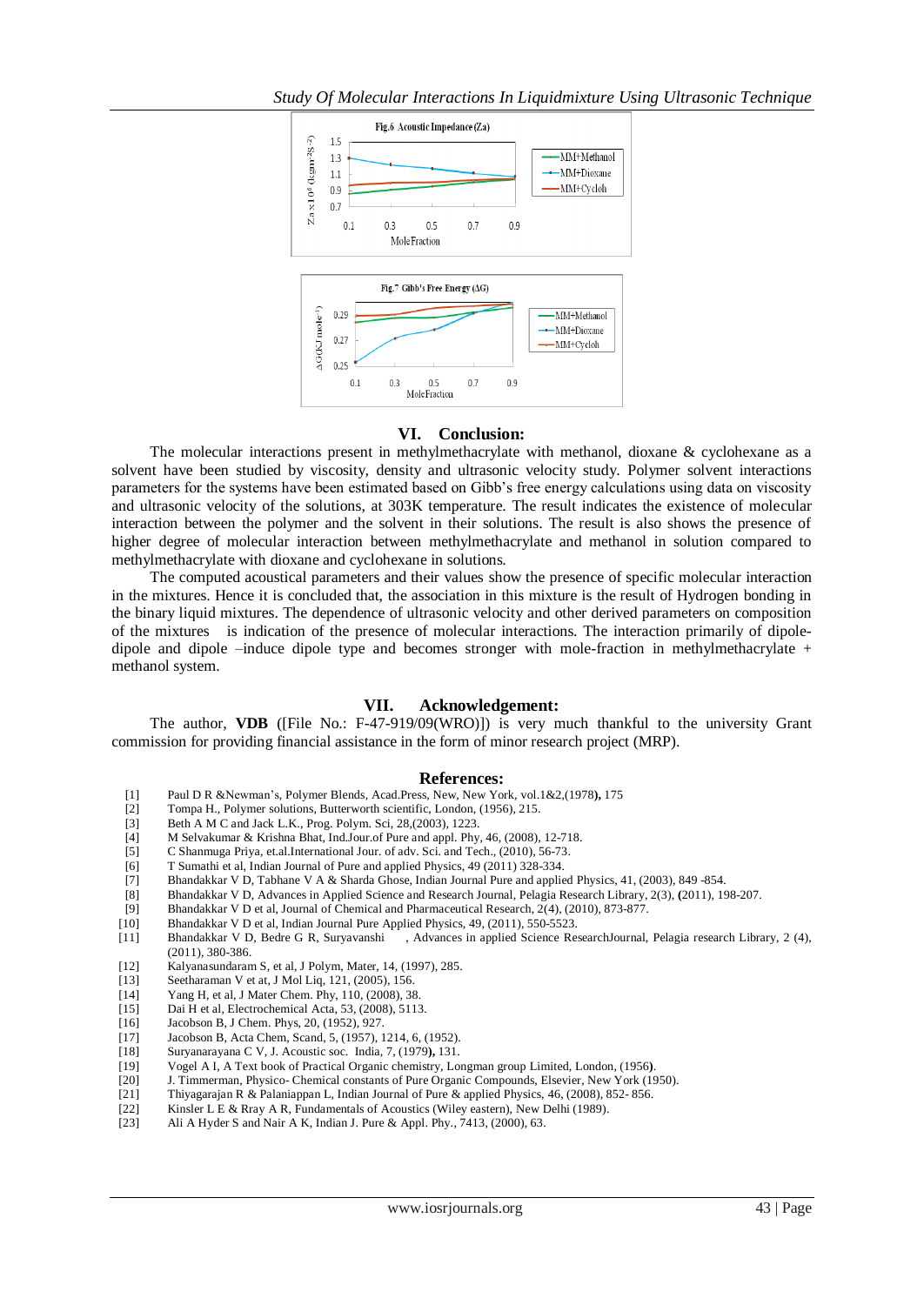Fig.6 Acoustic Impedance (Za)

Za x10^6 (kgm^-2S^-2)

1.5
1.3
1.1
0.9
0.7

0.1 0.3 0.5 0.7 0.9

Mole Fraction

MM+Methanol
MM+Dioxane
MM+Cycloh

Fig.7 Gibb's Free Energy (ΔG)

ΔG(KJ mole^-1)

0.29
0.27
0.25

0.1 0.3 0.5 0.7 0.9

Mole Fraction

MM+Methanol
MM+Dioxane
MM+Cycloh

## VI. Conclusion:

The molecular interactions present in methylmethacrylate with methanol, dioxane & cyclohexane as a solvent have been studied by viscosity, density and ultrasonic velocity study. Polymer solvent interactions parameters for the systems have been estimated based on Gibb's free energy calculations using data on viscosity and ultrasonic velocity of the solutions, at 303K temperature. The result indicates the existence of molecular interaction between the polymer and the solvent in their solutions. The result is also shows the presence of higher degree of molecular interaction between methylmethacrylate and methanol in solution compared to methylmethacrylate with dioxane and cyclohexane in solutions.

The computed acoustical parameters and their values show the presence of specific molecular interaction in the mixtures. Hence it is concluded that, the association in this mixture is the result of Hydrogen bonding in the binary liquid mixtures. The dependence of ultrasonic velocity and other derived parameters on composition of the mixtures is indication of the presence of molecular interactions. The interaction primarily of dipole-dipole and dipole –induce dipole type and becomes stronger with mole-fraction in methylmethacrylate + methanol system.

## VII. Acknowledgement:

The author, **VDB** ([File No.: F-47-919/09(WRO)]) is very much thankful to the university Grant commission for providing financial assistance in the form of minor research project (MRP).

## References:

[1] Paul D R &Newman's, Polymer Blends, Acad.Press, New, New York, vol.1&2,(1978**),** 175
[2] Tompa H., Polymer solutions, Butterworth scientific, London, (1956), 215.
[3] Beth A M C and Jack L.K., Prog. Polym. Sci, 28,(2003), 1223.
[4] M Selvakumar & Krishna Bhat, Ind.Jour.of Pure and appl. Phy, 46, (2008), 12-718.
[5] C Shanmuga Priya, et.al.International Jour. of adv. Sci. and Tech., (2010), 56-73.
[6] T Sumathi et al, Indian Journal of Pure and applied Physics, 49 (2011) 328-334.
[7] Bhandakkar V D, Tabhane V A & Sharda Ghose, Indian Journal Pure and applied Physics, 41, (2003), 849 -854.
[8] Bhandakkar V D, Advances in Applied Science and Research Journal, Pelagia Research Library, 2(3), **(**2011), 198-207.
[9] Bhandakkar V D et al, Journal of Chemical and Pharmaceutical Research, 2(4), (2010), 873-877.
[10] Bhandakkar V D et al, Indian Journal Pure Applied Physics, 49, (2011), 550-5523.
[11] Bhandakkar V D, Bedre G R, Suryavanshi , Advances in applied Science ResearchJournal, Pelagia research Library, 2 (4), (2011), 380-386.
[12] Kalyanasundaram S, et al, J Polym, Mater, 14, (1997), 285.
[13] Seetharaman V et at, J Mol Liq, 121, (2005), 156.
[14] Yang H, et al, J Mater Chem. Phy, 110, (2008), 38.
[15] Dai H et al, Electrochemical Acta, 53, (2008), 5113.
[16] Jacobson B, J Chem. Phys, 20, (1952), 927.
[17] Jacobson B, Acta Chem, Scand, 5, (1957), 1214, 6, (1952).
[18] Suryanarayana C V, J. Acoustic soc. India, 7, (1979**),** 131.
[19] Vogel A I, A Text book of Practical Organic chemistry, Longman group Limited, London, (1956**)**.
[20] J. Timmerman, Physico- Chemical constants of Pure Organic Compounds, Elsevier, New York (1950).
[21] Thiyagarajan R & Palaniappan L, Indian Journal of Pure & applied Physics, 46, (2008), 852- 856.
[22] Kinsler L E & Rray A R, Fundamentals of Acoustics (Wiley eastern), New Delhi (1989).
[23] Ali A Hyder S and Nair A K, Indian J. Pure & Appl. Phy., 7413, (2000), 63.